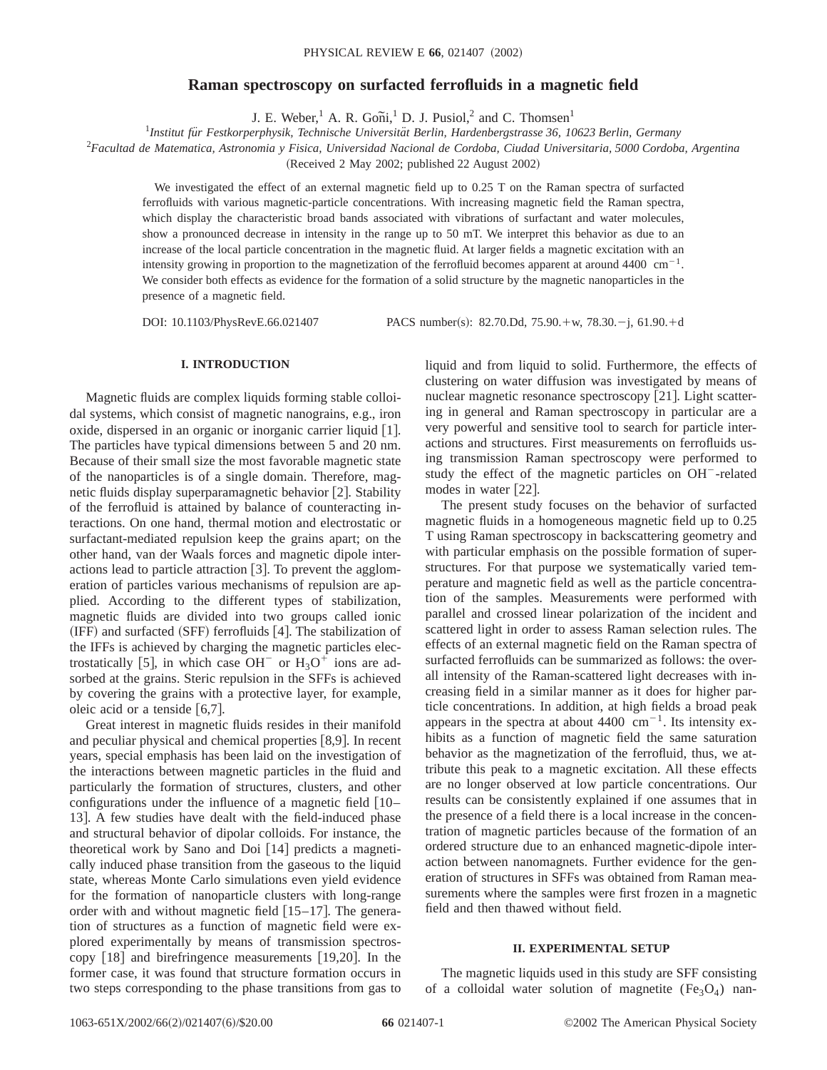# Raman spectroscopy on surfacted ferrofluids in a magnetic field

J. E. Weber,[1] A. R. Goñi,[1] D. J. Pusiol,[2] and C. Thomsen[1]

[1]*Institut für Festkorperphysik, Technische Universität Berlin, Hardenbergstrasse 36, 10623 Berlin, Germany*

[2]*Facultad de Matematica, Astronomia y Fisica, Universidad Nacional de Cordoba, Ciudad Universitaria, 5000 Cordoba, Argentina*

(Received 2 May 2002; published 22 August 2002)

We investigated the effect of an external magnetic field up to 0.25 T on the Raman spectra of surfacted ferrofluids with various magnetic-particle concentrations. With increasing magnetic field the Raman spectra, which display the characteristic broad bands associated with vibrations of surfactant and water molecules, show a pronounced decrease in intensity in the range up to 50 mT. We interpret this behavior as due to an increase of the local particle concentration in the magnetic fluid. At larger fields a magnetic excitation with an intensity growing in proportion to the magnetization of the ferrofluid becomes apparent at around 4400 $cm^{-1}$. We consider both effects as evidence for the formation of a solid structure by the magnetic nanoparticles in the presence of a magnetic field.

DOI: 10.1103/PhysRevE.66.021407 PACS number(s): 82.70.Dd, 75.90.+w, 78.30.−j, 61.90.+d

## I. INTRODUCTION

Magnetic fluids are complex liquids forming stable colloidal systems, which consist of magnetic nanograins, e.g., iron oxide, dispersed in an organic or inorganic carrier liquid [1]. The particles have typical dimensions between 5 and 20 nm. Because of their small size the most favorable magnetic state of the nanoparticles is of a single domain. Therefore, magnetic fluids display superparamagnetic behavior [2]. Stability of the ferrofluid is attained by balance of counteracting interactions. On one hand, thermal motion and electrostatic or surfactant-mediated repulsion keep the grains apart; on the other hand, van der Waals forces and magnetic dipole interactions lead to particle attraction [3]. To prevent the agglomeration of particles various mechanisms of repulsion are applied. According to the different types of stabilization, magnetic fluids are divided into two groups called ionic (IFF) and surfacted (SFF) ferrofluids [4]. The stabilization of the IFFs is achieved by charging the magnetic particles electrostatically [5], in which case $OH^-$ or $H_3O^+$ ions are adsorbed at the grains. Steric repulsion in the SFFs is achieved by covering the grains with a protective layer, for example, oleic acid or a tenside [6,7].

Great interest in magnetic fluids resides in their manifold and peculiar physical and chemical properties [8,9]. In recent years, special emphasis has been laid on the investigation of the interactions between magnetic particles in the fluid and particularly the formation of structures, clusters, and other configurations under the influence of a magnetic field [10–13]. A few studies have dealt with the field-induced phase and structural behavior of dipolar colloids. For instance, the theoretical work by Sano and Doi [14] predicts a magnetically induced phase transition from the gaseous to the liquid state, whereas Monte Carlo simulations even yield evidence for the formation of nanoparticle clusters with long-range order with and without magnetic field [15–17]. The generation of structures as a function of magnetic field were explored experimentally by means of transmission spectroscopy [18] and birefringence measurements [19,20]. In the former case, it was found that structure formation occurs in two steps corresponding to the phase transitions from gas to liquid and from liquid to solid. Furthermore, the effects of clustering on water diffusion was investigated by means of nuclear magnetic resonance spectroscopy [21]. Light scattering in general and Raman spectroscopy in particular are a very powerful and sensitive tool to search for particle interactions and structures. First measurements on ferrofluids using transmission Raman spectroscopy were performed to study the effect of the magnetic particles on $OH^-$-related modes in water [22].

The present study focuses on the behavior of surfacted magnetic fluids in a homogeneous magnetic field up to 0.25 T using Raman spectroscopy in backscattering geometry and with particular emphasis on the possible formation of superstructures. For that purpose we systematically varied temperature and magnetic field as well as the particle concentration of the samples. Measurements were performed with parallel and crossed linear polarization of the incident and scattered light in order to assess Raman selection rules. The effects of an external magnetic field on the Raman spectra of surfacted ferrofluids can be summarized as follows: the overall intensity of the Raman-scattered light decreases with increasing field in a similar manner as it does for higher particle concentrations. In addition, at high fields a broad peak appears in the spectra at about 4400 $cm^{-1}$. Its intensity exhibits as a function of magnetic field the same saturation behavior as the magnetization of the ferrofluid, thus, we attribute this peak to a magnetic excitation. All these effects are no longer observed at low particle concentrations. Our results can be consistently explained if one assumes that in the presence of a field there is a local increase in the concentration of magnetic particles because of the formation of an ordered structure due to an enhanced magnetic-dipole interaction between nanomagnets. Further evidence for the generation of structures in SFFs was obtained from Raman measurements where the samples were first frozen in a magnetic field and then thawed without field.

## II. EXPERIMENTAL SETUP

The magnetic liquids used in this study are SFF consisting of a colloidal water solution of magnetite ($Fe_3O_4$) nan-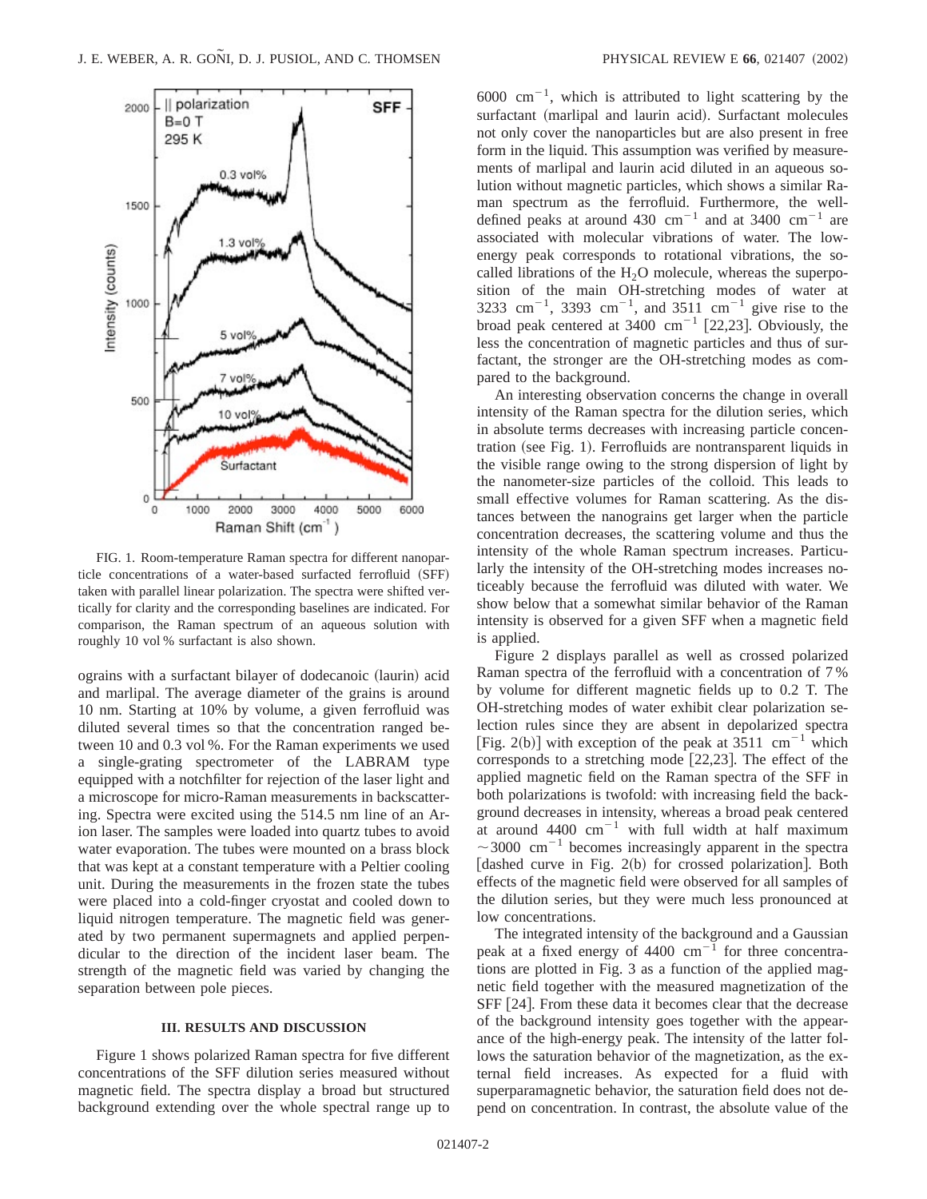FIG. 1. Room-temperature Raman spectra for different nanoparticle concentrations of a water-based surfacted ferrofluid (SFF) taken with parallel linear polarization. The spectra were shifted vertically for clarity and the corresponding baselines are indicated. For comparison, the Raman spectrum of an aqueous solution with roughly 10 vol % surfactant is also shown.

ograins with a surfactant bilayer of dodecanoic (laurin) acid and marlipal. The average diameter of the grains is around 10 nm. Starting at 10% by volume, a given ferrofluid was diluted several times so that the concentration ranged between 10 and 0.3 vol %. For the Raman experiments we used a single-grating spectrometer of the LABRAM type equipped with a notchfilter for rejection of the laser light and a microscope for micro-Raman measurements in backscattering. Spectra were excited using the 514.5 nm line of an Ar-ion laser. The samples were loaded into quartz tubes to avoid water evaporation. The tubes were mounted on a brass block that was kept at a constant temperature with a Peltier cooling unit. During the measurements in the frozen state the tubes were placed into a cold-finger cryostat and cooled down to liquid nitrogen temperature. The magnetic field was generated by two permanent supermagnets and applied perpendicular to the direction of the incident laser beam. The strength of the magnetic field was varied by changing the separation between pole pieces.

### III. RESULTS AND DISCUSSION

Figure 1 shows polarized Raman spectra for five different concentrations of the SFF dilution series measured without magnetic field. The spectra display a broad but structured background extending over the whole spectral range up to 6000 $cm^{-1}$, which is attributed to light scattering by the surfactant (marlipal and laurin acid). Surfactant molecules not only cover the nanoparticles but are also present in free form in the liquid. This assumption was verified by measurements of marlipal and laurin acid diluted in an aqueous solution without magnetic particles, which shows a similar Raman spectrum as the ferrofluid. Furthermore, the well-defined peaks at around 430 $cm^{-1}$ and at 3400 $cm^{-1}$ are associated with molecular vibrations of water. The low-energy peak corresponds to rotational vibrations, the so-called librations of the $H_2O$ molecule, whereas the superposition of the main OH-stretching modes of water at 3233 $cm^{-1}$, 3393 $cm^{-1}$, and 3511 $cm^{-1}$ give rise to the broad peak centered at 3400 $cm^{-1}$ [22,23]. Obviously, the less the concentration of magnetic particles and thus of surfactant, the stronger are the OH-stretching modes as compared to the background.

An interesting observation concerns the change in overall intensity of the Raman spectra for the dilution series, which in absolute terms decreases with increasing particle concentration (see Fig. 1). Ferrofluids are nontransparent liquids in the visible range owing to the strong dispersion of light by the nanometer-size particles of the colloid. This leads to small effective volumes for Raman scattering. As the distances between the nanograins get larger when the particle concentration decreases, the scattering volume and thus the intensity of the whole Raman spectrum increases. Particularly the intensity of the OH-stretching modes increases noticeably because the ferrofluid was diluted with water. We show below that a somewhat similar behavior of the Raman intensity is observed for a given SFF when a magnetic field is applied.

Figure 2 displays parallel as well as crossed polarized Raman spectra of the ferrofluid with a concentration of 7% by volume for different magnetic fields up to 0.2 T. The OH-stretching modes of water exhibit clear polarization selection rules since they are absent in depolarized spectra [Fig. 2(b)] with exception of the peak at 3511 $cm^{-1}$ which corresponds to a stretching mode [22,23]. The effect of the applied magnetic field on the Raman spectra of the SFF in both polarizations is twofold: with increasing field the background decreases in intensity, whereas a broad peak centered at around 4400 $cm^{-1}$ with full width at half maximum $\sim$3000 $cm^{-1}$ becomes increasingly apparent in the spectra [dashed curve in Fig. 2(b) for crossed polarization]. Both effects of the magnetic field were observed for all samples of the dilution series, but they were much less pronounced at low concentrations.

The integrated intensity of the background and a Gaussian peak at a fixed energy of 4400 $cm^{-1}$ for three concentrations are plotted in Fig. 3 as a function of the applied magnetic field together with the measured magnetization of the SFF [24]. From these data it becomes clear that the decrease of the background intensity goes together with the appearance of the high-energy peak. The intensity of the latter follows the saturation behavior of the magnetization, as the external field increases. As expected for a fluid with superparamagnetic behavior, the saturation field does not depend on concentration. In contrast, the absolute value of the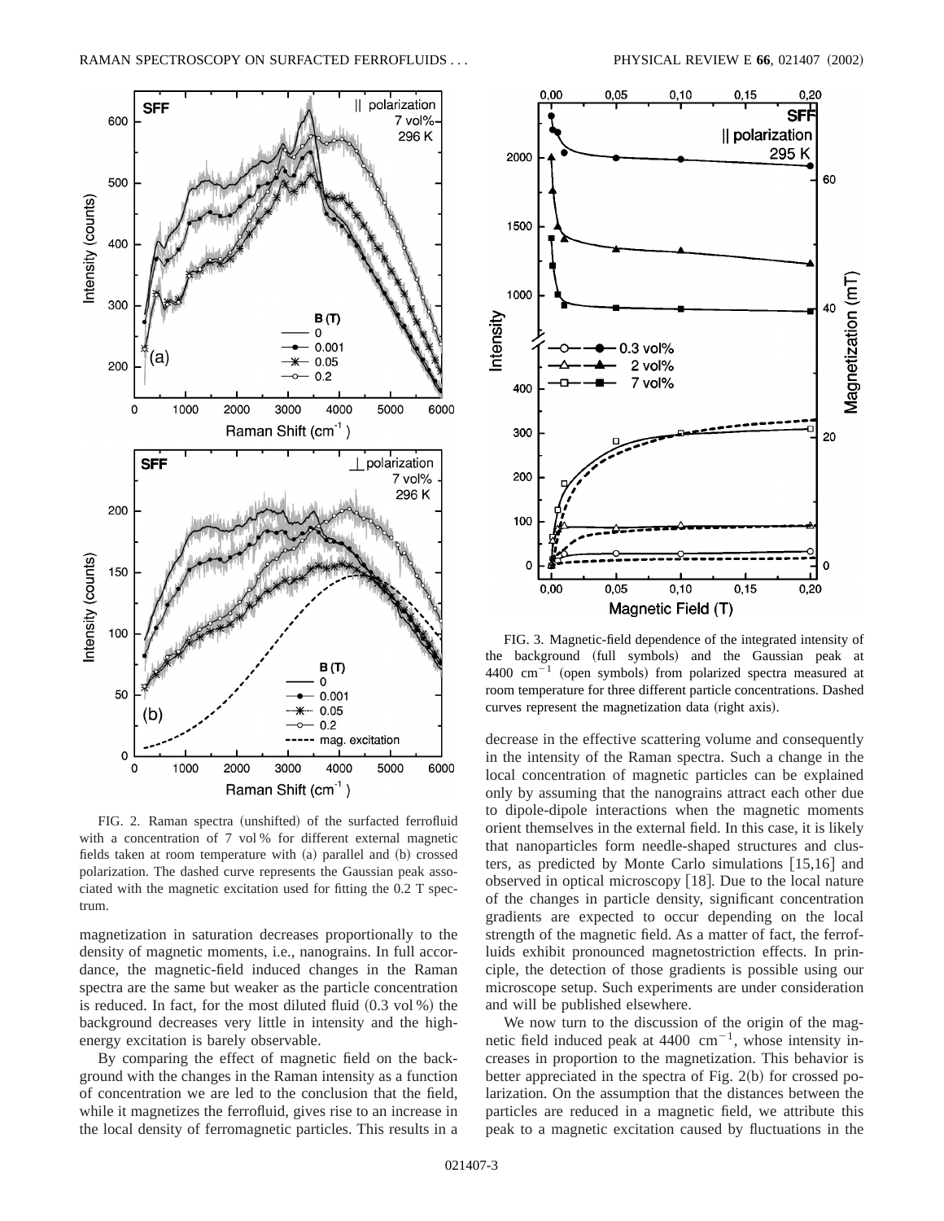FIG. 2. Raman spectra (unshifted) of the surfacted ferrofluid with a concentration of 7 vol % for different external magnetic fields taken at room temperature with (a) parallel and (b) crossed polarization. The dashed curve represents the Gaussian peak associated with the magnetic excitation used for fitting the 0.2 T spectrum.

magnetization in saturation decreases proportionally to the density of magnetic moments, i.e., nanograins. In full accordance, the magnetic-field induced changes in the Raman spectra are the same but weaker as the particle concentration is reduced. In fact, for the most diluted fluid (0.3 vol %) the background decreases very little in intensity and the high-energy excitation is barely observable.

By comparing the effect of magnetic field on the background with the changes in the Raman intensity as a function of concentration we are led to the conclusion that the field, while it magnetizes the ferrofluid, gives rise to an increase in the local density of ferromagnetic particles. This results in a decrease in the effective scattering volume and consequently in the intensity of the Raman spectra. Such a change in the local concentration of magnetic particles can be explained only by assuming that the nanograins attract each other due to dipole-dipole interactions when the magnetic moments orient themselves in the external field. In this case, it is likely that nanoparticles form needle-shaped structures and clusters, as predicted by Monte Carlo simulations [15,16] and observed in optical microscopy [18]. Due to the local nature of the changes in particle density, significant concentration gradients are expected to occur depending on the local strength of the magnetic field. As a matter of fact, the ferrofluids exhibit pronounced magnetostriction effects. In principle, the detection of those gradients is possible using our microscope setup. Such experiments are under consideration and will be published elsewhere.

FIG. 3. Magnetic-field dependence of the integrated intensity of the background (full symbols) and the Gaussian peak at 4400 $\mathrm{cm}^{-1}$ (open symbols) from polarized spectra measured at room temperature for three different particle concentrations. Dashed curves represent the magnetization data (right axis).

We now turn to the discussion of the origin of the magnetic field induced peak at 4400 $\mathrm{cm}^{-1}$, whose intensity increases in proportion to the magnetization. This behavior is better appreciated in the spectra of Fig. 2(b) for crossed polarization. On the assumption that the distances between the particles are reduced in a magnetic field, we attribute this peak to a magnetic excitation caused by fluctuations in the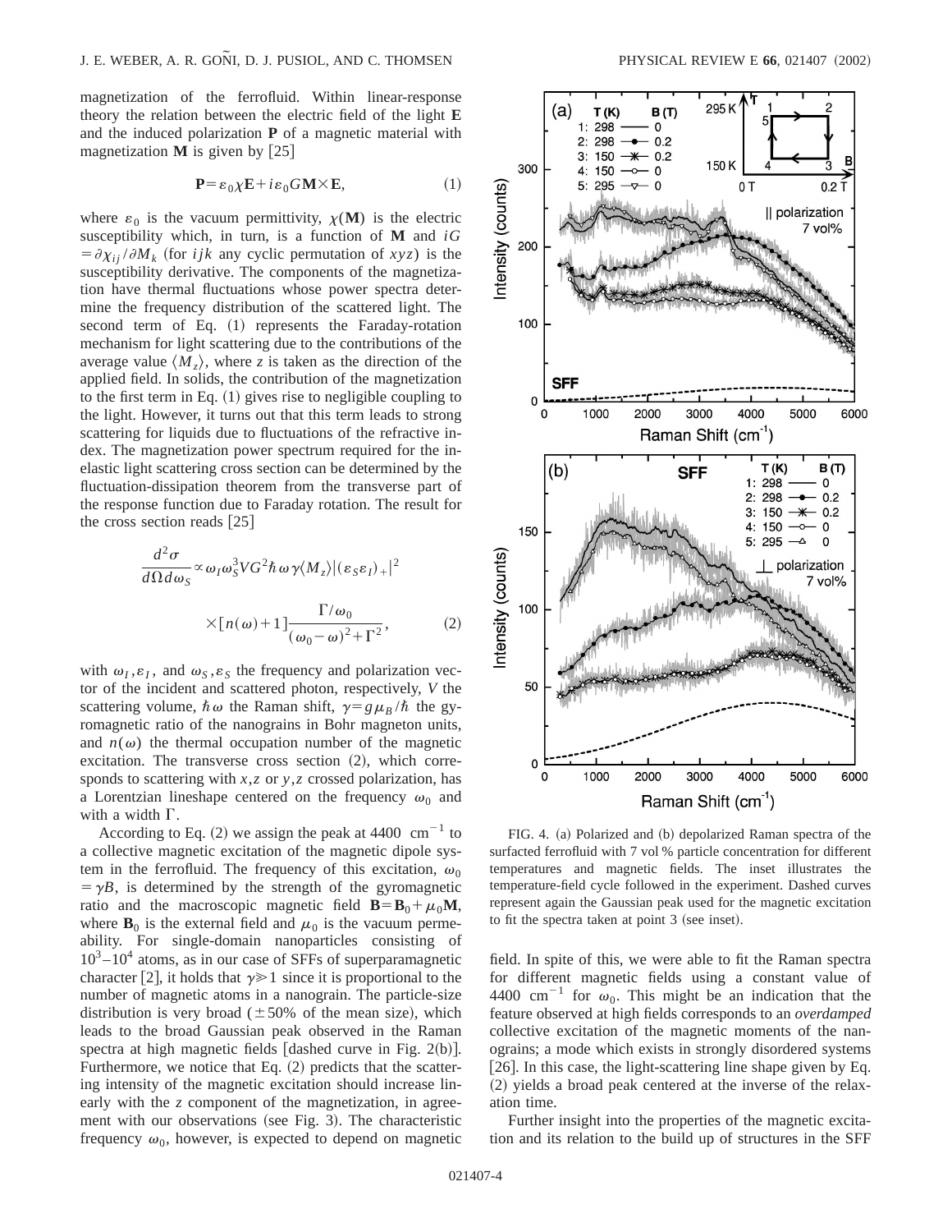magnetization of the ferrofluid. Within linear-response theory the relation between the electric field of the light $\mathbf{E}$ and the induced polarization $\mathbf{P}$ of a magnetic material with magnetization $\mathbf{M}$ is given by [25]

$$\mathbf{P}=\varepsilon_0\chi\mathbf{E}+i\varepsilon_0 G\mathbf{M}\times\mathbf{E}, \tag{1}$$

where $\varepsilon_0$ is the vacuum permittivity, $\chi(\mathbf{M})$ is the electric susceptibility which, in turn, is a function of $\mathbf{M}$ and $iG=\partial\chi_{ij}/\partial M_k$ (for $ijk$ any cyclic permutation of $xyz$) is the susceptibility derivative. The components of the magnetization have thermal fluctuations whose power spectra determine the frequency distribution of the scattered light. The second term of Eq. (1) represents the Faraday-rotation mechanism for light scattering due to the contributions of the average value $\langle M_z\rangle$, where $z$ is taken as the direction of the applied field. In solids, the contribution of the magnetization to the first term in Eq. (1) gives rise to negligible coupling to the light. However, it turns out that this term leads to strong scattering for liquids due to fluctuations of the refractive index. The magnetization power spectrum required for the inelastic light scattering cross section can be determined by the fluctuation-dissipation theorem from the transverse part of the response function due to Faraday rotation. The result for the cross section reads [25]

$$\frac{d^2\sigma}{d\Omega d\omega_S}\propto\omega_I\omega_S^3VG^2\hbar\omega\gamma\langle M_z\rangle|(\varepsilon_S\varepsilon_I)_+|^2$$
$$\times[n(\omega)+1]\frac{\Gamma/\omega_0}{(\omega_0-\omega)^2+\Gamma^2}, \tag{2}$$

with $\omega_I,\varepsilon_I$, and $\omega_S,\varepsilon_S$ the frequency and polarization vector of the incident and scattered photon, respectively, $V$ the scattering volume, $\hbar\omega$ the Raman shift, $\gamma=g\mu_B/\hbar$ the gyromagnetic ratio of the nanograins in Bohr magneton units, and $n(\omega)$ the thermal occupation number of the magnetic excitation. The transverse cross section (2), which corresponds to scattering with $x,z$ or $y,z$ crossed polarization, has a Lorentzian lineshape centered on the frequency $\omega_0$ and with a width $\Gamma$.

According to Eq. (2) we assign the peak at 4400 $\mathrm{cm}^{-1}$ to a collective magnetic excitation of the magnetic dipole system in the ferrofluid. The frequency of this excitation, $\omega_0=\gamma B$, is determined by the strength of the gyromagnetic ratio and the macroscopic magnetic field $\mathbf{B}=\mathbf{B}_0+\mu_0\mathbf{M}$, where $\mathbf{B}_0$ is the external field and $\mu_0$ is the vacuum permeability. For single-domain nanoparticles consisting of $10^3$–$10^4$ atoms, as in our case of SFFs of superparamagnetic character [2], it holds that $\gamma\gg 1$ since it is proportional to the number of magnetic atoms in a nanograin. The particle-size distribution is very broad ($\pm 50\%$ of the mean size), which leads to the broad Gaussian peak observed in the Raman spectra at high magnetic fields [dashed curve in Fig. 2(b)]. Furthermore, we notice that Eq. (2) predicts that the scattering intensity of the magnetic excitation should increase linearly with the $z$ component of the magnetization, in agreement with our observations (see Fig. 3). The characteristic frequency $\omega_0$, however, is expected to depend on magnetic field. In spite of this, we were able to fit the Raman spectra for different magnetic fields using a constant value of 4400 $\mathrm{cm}^{-1}$ for $\omega_0$. This might be an indication that the feature observed at high fields corresponds to an *overdamped* collective excitation of the magnetic moments of the nanograins; a mode which exists in strongly disordered systems [26]. In this case, the light-scattering line shape given by Eq. (2) yields a broad peak centered at the inverse of the relaxation time.

Further insight into the properties of the magnetic excitation and its relation to the build up of structures in the SFF

FIG. 4. (a) Polarized and (b) depolarized Raman spectra of the surfacted ferrofluid with 7 vol % particle concentration for different temperatures and magnetic fields. The inset illustrates the temperature-field cycle followed in the experiment. Dashed curves represent again the Gaussian peak used for the magnetic excitation to fit the spectra taken at point 3 (see inset).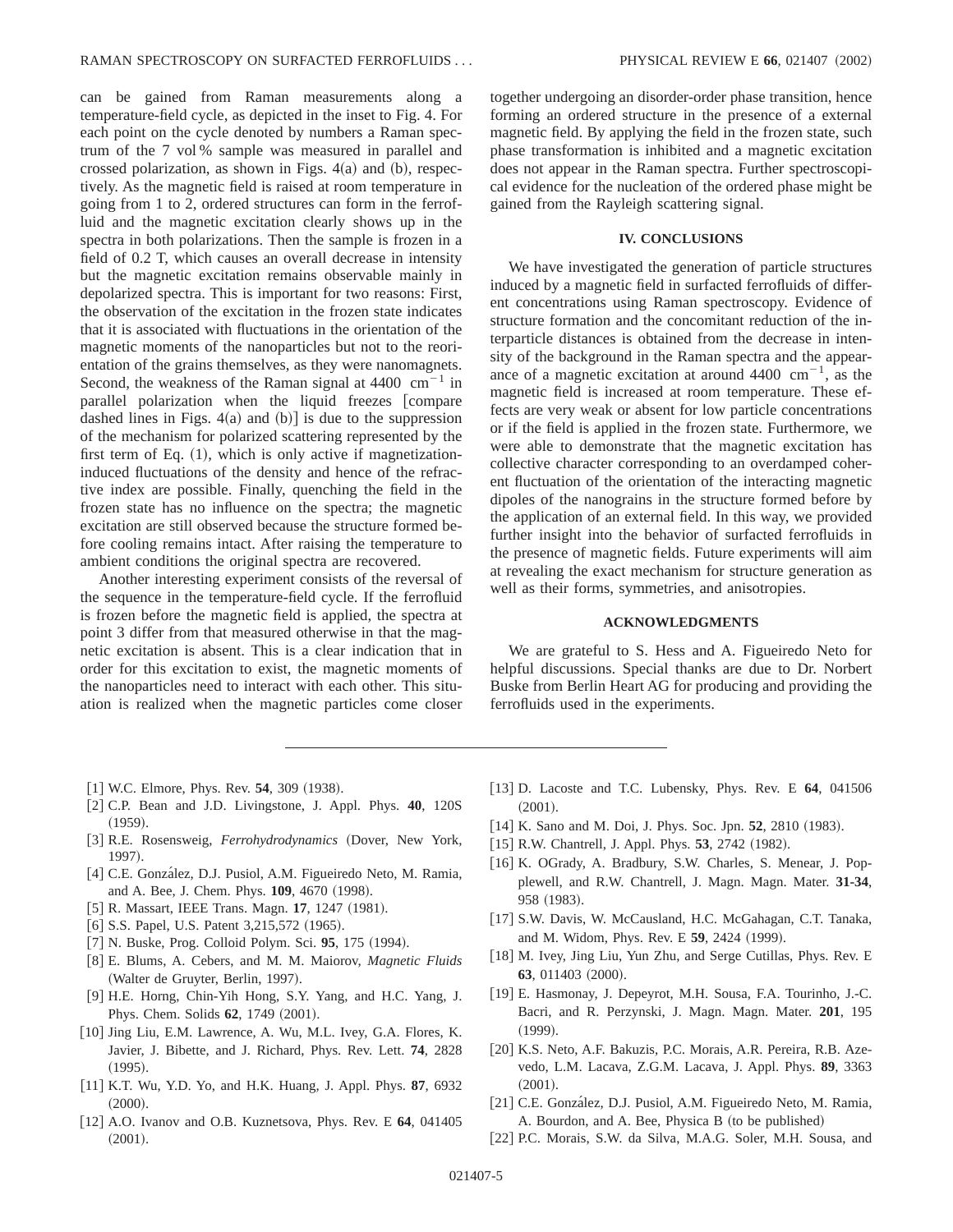can be gained from Raman measurements along a temperature-field cycle, as depicted in the inset to Fig. 4. For each point on the cycle denoted by numbers a Raman spectrum of the 7 vol % sample was measured in parallel and crossed polarization, as shown in Figs. 4(a) and (b), respectively. As the magnetic field is raised at room temperature in going from 1 to 2, ordered structures can form in the ferrofluid and the magnetic excitation clearly shows up in the spectra in both polarizations. Then the sample is frozen in a field of 0.2 T, which causes an overall decrease in intensity but the magnetic excitation remains observable mainly in depolarized spectra. This is important for two reasons: First, the observation of the excitation in the frozen state indicates that it is associated with fluctuations in the orientation of the magnetic moments of the nanoparticles but not to the reorientation of the grains themselves, as they were nanomagnets. Second, the weakness of the Raman signal at 4400 $\mathrm{cm}^{-1}$ in parallel polarization when the liquid freezes [compare dashed lines in Figs. 4(a) and (b)] is due to the suppression of the mechanism for polarized scattering represented by the first term of Eq. (1), which is only active if magnetization-induced fluctuations of the density and hence of the refractive index are possible. Finally, quenching the field in the frozen state has no influence on the spectra; the magnetic excitation are still observed because the structure formed before cooling remains intact. After raising the temperature to ambient conditions the original spectra are recovered.

Another interesting experiment consists of the reversal of the sequence in the temperature-field cycle. If the ferrofluid is frozen before the magnetic field is applied, the spectra at point 3 differ from that measured otherwise in that the magnetic excitation is absent. This is a clear indication that in order for this excitation to exist, the magnetic moments of the nanoparticles need to interact with each other. This situation is realized when the magnetic particles come closer together undergoing an disorder-order phase transition, hence forming an ordered structure in the presence of a external magnetic field. By applying the field in the frozen state, such phase transformation is inhibited and a magnetic excitation does not appear in the Raman spectra. Further spectroscopical evidence for the nucleation of the ordered phase might be gained from the Rayleigh scattering signal.

## IV. CONCLUSIONS

We have investigated the generation of particle structures induced by a magnetic field in surfacted ferrofluids of different concentrations using Raman spectroscopy. Evidence of structure formation and the concomitant reduction of the interparticle distances is obtained from the decrease in intensity of the background in the Raman spectra and the appearance of a magnetic excitation at around 4400 $\mathrm{cm}^{-1}$, as the magnetic field is increased at room temperature. These effects are very weak or absent for low particle concentrations or if the field is applied in the frozen state. Furthermore, we were able to demonstrate that the magnetic excitation has collective character corresponding to an overdamped coherent fluctuation of the orientation of the interacting magnetic dipoles of the nanograins in the structure formed before by the application of an external field. In this way, we provided further insight into the behavior of surfacted ferrofluids in the presence of magnetic fields. Future experiments will aim at revealing the exact mechanism for structure generation as well as their forms, symmetries, and anisotropies.

## ACKNOWLEDGMENTS

We are grateful to S. Hess and A. Figueiredo Neto for helpful discussions. Special thanks are due to Dr. Norbert Buske from Berlin Heart AG for producing and providing the ferrofluids used in the experiments.

---

[1] W.C. Elmore, Phys. Rev. **54**, 309 (1938).
[2] C.P. Bean and J.D. Livingstone, J. Appl. Phys. **40**, 120S (1959).
[3] R.E. Rosensweig, *Ferrohydrodynamics* (Dover, New York, 1997).
[4] C.E. González, D.J. Pusiol, A.M. Figueiredo Neto, M. Ramia, and A. Bee, J. Chem. Phys. **109**, 4670 (1998).
[5] R. Massart, IEEE Trans. Magn. **17**, 1247 (1981).
[6] S.S. Papel, U.S. Patent 3,215,572 (1965).
[7] N. Buske, Prog. Colloid Polym. Sci. **95**, 175 (1994).
[8] E. Blums, A. Cebers, and M. M. Maiorov, *Magnetic Fluids* (Walter de Gruyter, Berlin, 1997).
[9] H.E. Horng, Chin-Yih Hong, S.Y. Yang, and H.C. Yang, J. Phys. Chem. Solids **62**, 1749 (2001).
[10] Jing Liu, E.M. Lawrence, A. Wu, M.L. Ivey, G.A. Flores, K. Javier, J. Bibette, and J. Richard, Phys. Rev. Lett. **74**, 2828 (1995).
[11] K.T. Wu, Y.D. Yo, and H.K. Huang, J. Appl. Phys. **87**, 6932 (2000).
[12] A.O. Ivanov and O.B. Kuznetsova, Phys. Rev. E **64**, 041405 (2001).
[13] D. Lacoste and T.C. Lubensky, Phys. Rev. E **64**, 041506 (2001).
[14] K. Sano and M. Doi, J. Phys. Soc. Jpn. **52**, 2810 (1983).
[15] R.W. Chantrell, J. Appl. Phys. **53**, 2742 (1982).
[16] K. OGrady, A. Bradbury, S.W. Charles, S. Menear, J. Popplewell, and R.W. Chantrell, J. Magn. Magn. Mater. **31-34**, 958 (1983).
[17] S.W. Davis, W. McCausland, H.C. McGahagan, C.T. Tanaka, and M. Widom, Phys. Rev. E **59**, 2424 (1999).
[18] M. Ivey, Jing Liu, Yun Zhu, and Serge Cutillas, Phys. Rev. E **63**, 011403 (2000).
[19] E. Hasmonay, J. Depeyrot, M.H. Sousa, F.A. Tourinho, J.-C. Bacri, and R. Perzynski, J. Magn. Magn. Mater. **201**, 195 (1999).
[20] K.S. Neto, A.F. Bakuzis, P.C. Morais, A.R. Pereira, R.B. Azevedo, L.M. Lacava, Z.G.M. Lacava, J. Appl. Phys. **89**, 3363 (2001).
[21] C.E. González, D.J. Pusiol, A.M. Figueiredo Neto, M. Ramia, A. Bourdon, and A. Bee, Physica B (to be published)
[22] P.C. Morais, S.W. da Silva, M.A.G. Soler, M.H. Sousa, and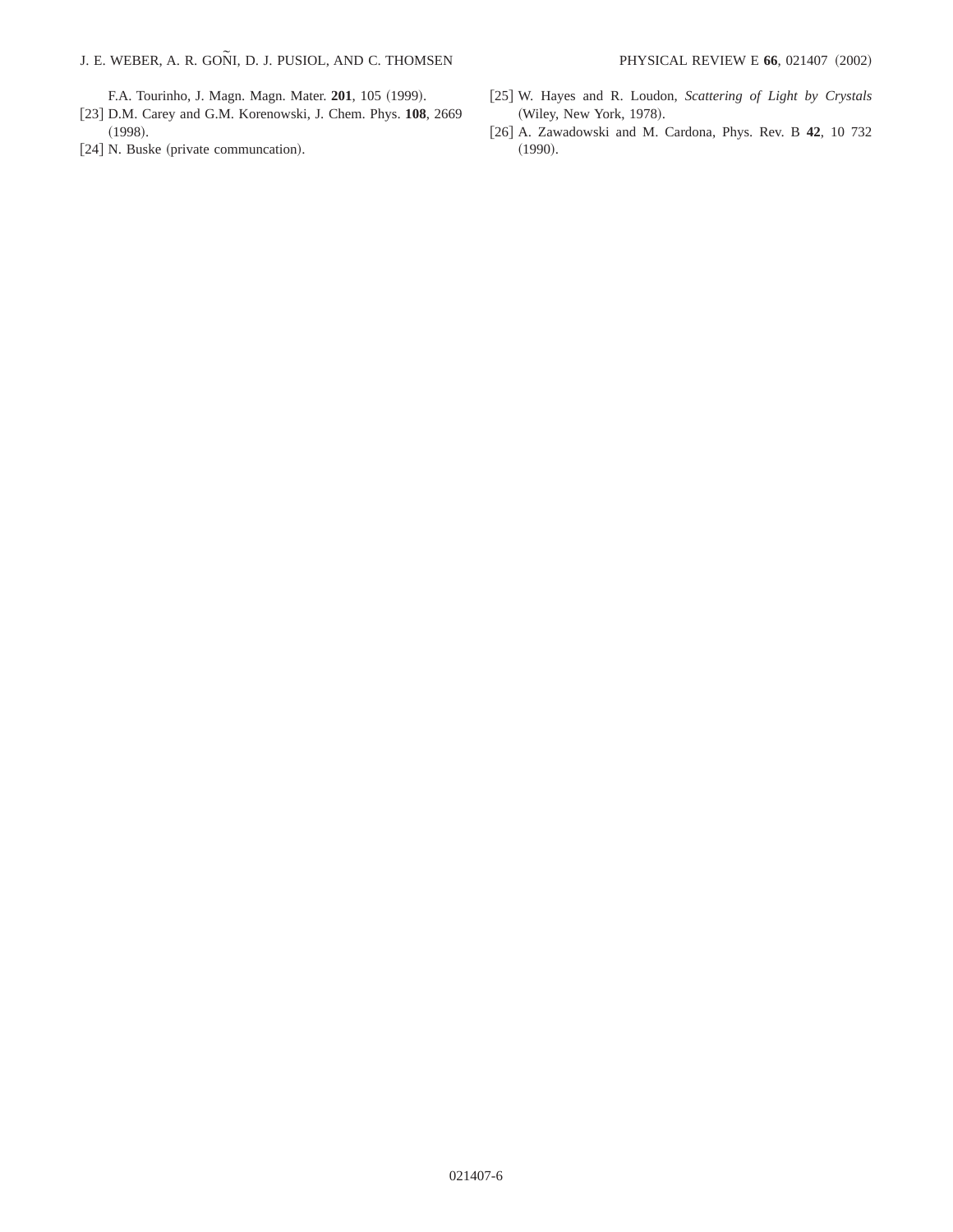F.A. Tourinho, J. Magn. Magn. Mater. **201**, 105 (1999).

[23] D.M. Carey and G.M. Korenowski, J. Chem. Phys. **108**, 2669 (1998).

[24] N. Buske (private communcation).

[25] W. Hayes and R. Loudon, *Scattering of Light by Crystals* (Wiley, New York, 1978).

[26] A. Zawadowski and M. Cardona, Phys. Rev. B **42**, 10 732 (1990).